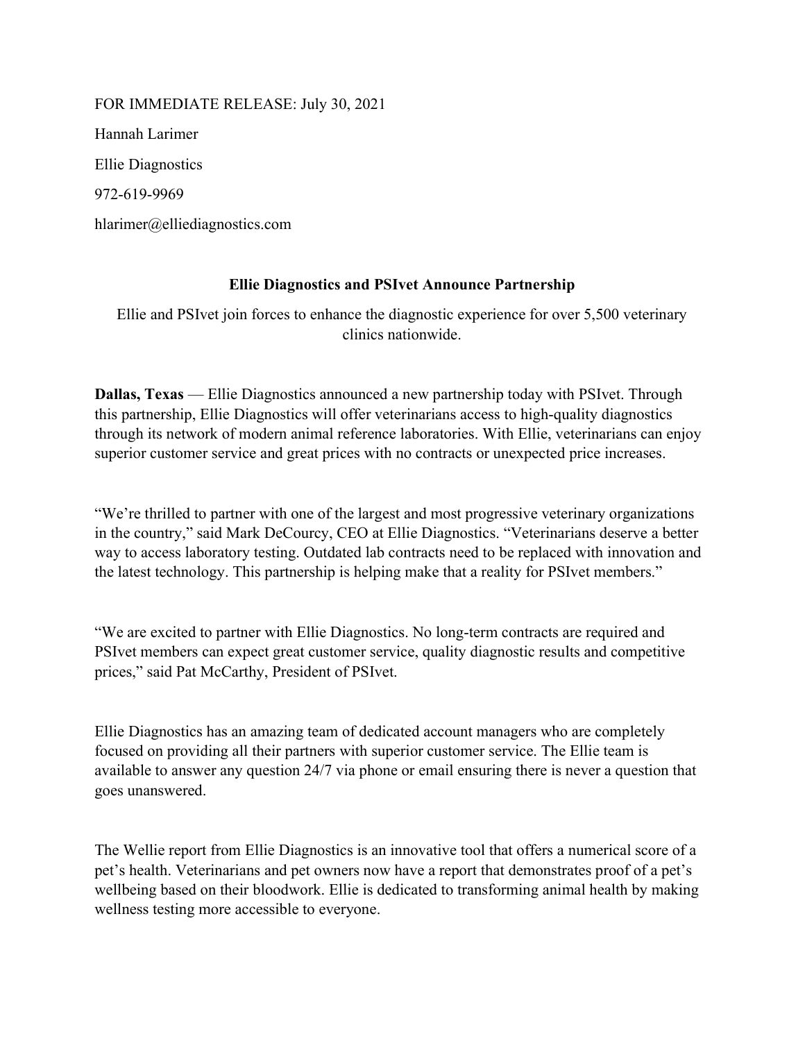FOR IMMEDIATE RELEASE: July 30, 2021

Hannah Larimer

Ellie Diagnostics

972-619-9969

hlarimer@elliediagnostics.com

## Ellie Diagnostics and PSIvet Announce Partnership

Ellie and PSIvet join forces to enhance the diagnostic experience for over 5,500 veterinary clinics nationwide.

**Dallas, Texas** — Ellie Diagnostics announced a new partnership today with PSIvet. Through this partnership, Ellie Diagnostics will offer veterinarians access to high-quality diagnostics through its network of modern animal reference laboratories. With Ellie, veterinarians can enjoy superior customer service and great prices with no contracts or unexpected price increases.

"We're thrilled to partner with one of the largest and most progressive veterinary organizations in the country," said Mark DeCourcy, CEO at Ellie Diagnostics. "Veterinarians deserve a better way to access laboratory testing. Outdated lab contracts need to be replaced with innovation and the latest technology. This partnership is helping make that a reality for PSIvet members."

"We are excited to partner with Ellie Diagnostics. No long-term contracts are required and PSIvet members can expect great customer service, quality diagnostic results and competitive prices," said Pat McCarthy, President of PSIvet.

Ellie Diagnostics has an amazing team of dedicated account managers who are completely focused on providing all their partners with superior customer service. The Ellie team is available to answer any question 24/7 via phone or email ensuring there is never a question that goes unanswered.

The Wellie report from Ellie Diagnostics is an innovative tool that offers a numerical score of a pet's health. Veterinarians and pet owners now have a report that demonstrates proof of a pet's wellbeing based on their bloodwork. Ellie is dedicated to transforming animal health by making wellness testing more accessible to everyone.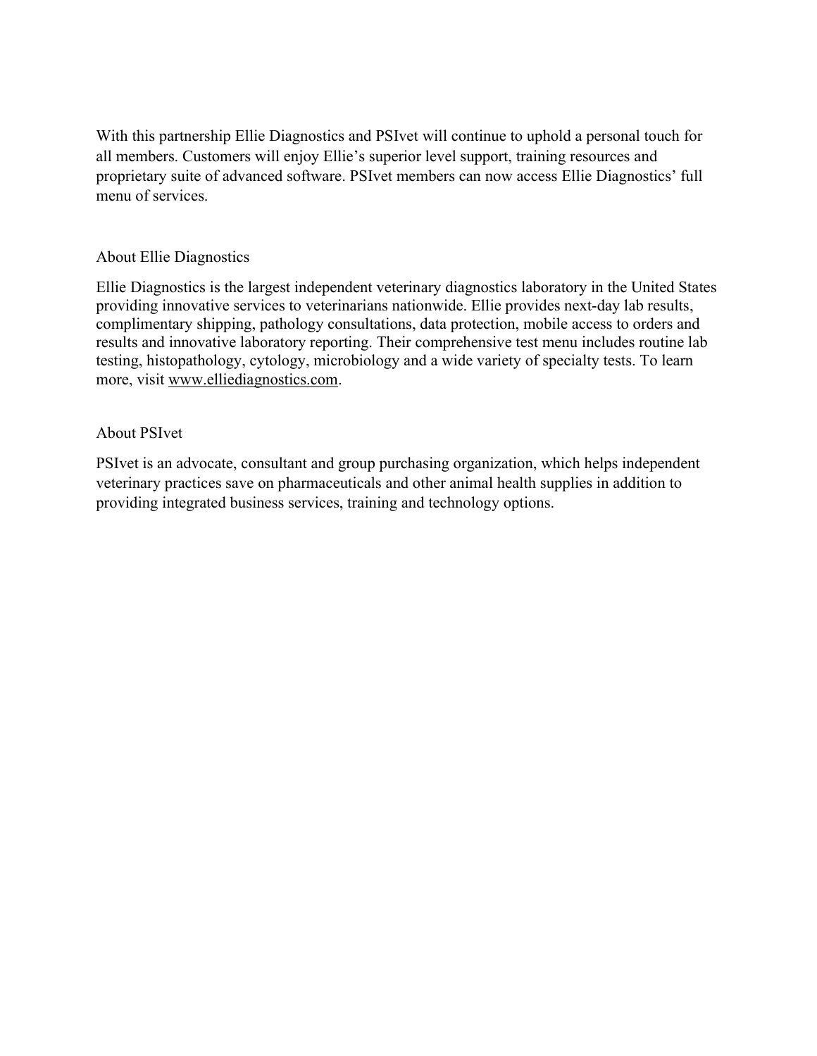With this partnership Ellie Diagnostics and PSIvet will continue to uphold a personal touch for all members. Customers will enjoy Ellie's superior level support, training resources and proprietary suite of advanced software. PSIvet members can now access Ellie Diagnostics' full menu of services.

## About Ellie Diagnostics

Ellie Diagnostics is the largest independent veterinary diagnostics laboratory in the United States providing innovative services to veterinarians nationwide. Ellie provides next-day lab results, complimentary shipping, pathology consultations, data protection, mobile access to orders and results and innovative laboratory reporting. Their comprehensive test menu includes routine lab testing, histopathology, cytology, microbiology and a wide variety of specialty tests. To learn more, visit www.elliediagnostics.com.

## About PSIvet

PSIvet is an advocate, consultant and group purchasing organization, which helps independent veterinary practices save on pharmaceuticals and other animal health supplies in addition to providing integrated business services, training and technology options.